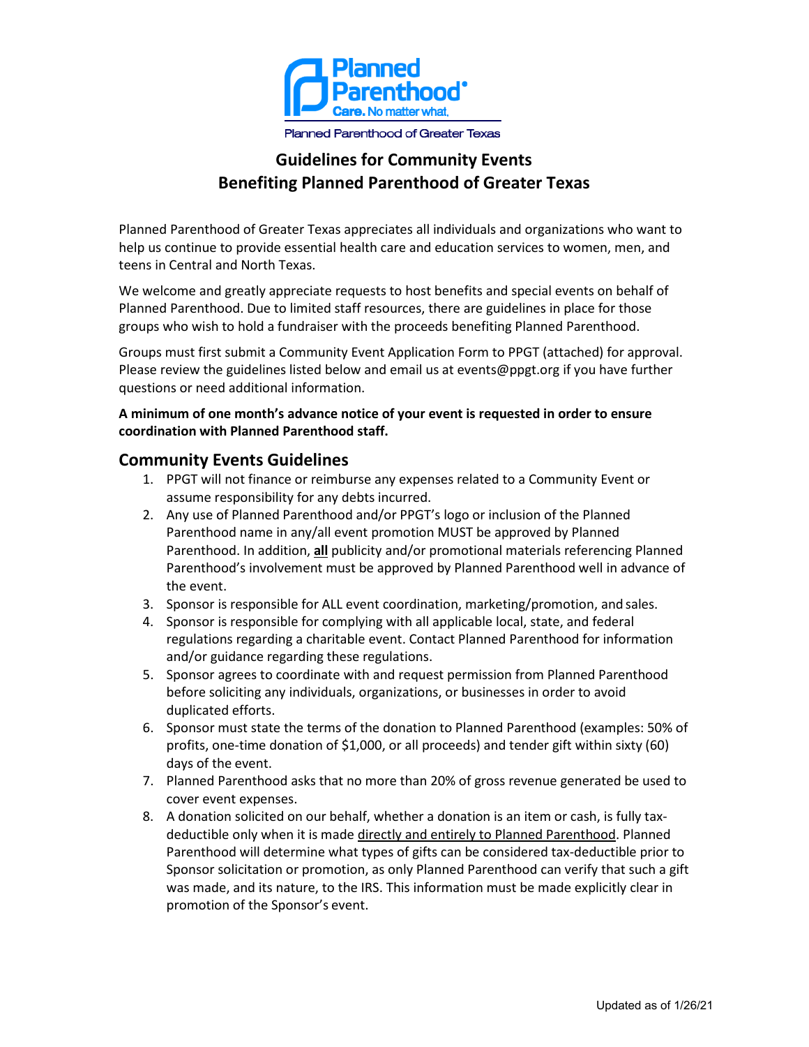Planned Parenthood®

Care. No matter what.

Planned Parenthood of Greater Texas

# Guidelines for Community Events Benefiting Planned Parenthood of Greater Texas

Planned Parenthood of Greater Texas appreciates all individuals and organizations who want to help us continue to provide essential health care and education services to women, men, and teens in Central and North Texas.

We welcome and greatly appreciate requests to host benefits and special events on behalf of Planned Parenthood. Due to limited staff resources, there are guidelines in place for those groups who wish to hold a fundraiser with the proceeds benefiting Planned Parenthood.

Groups must first submit a Community Event Application Form to PPGT (attached) for approval. Please review the guidelines listed below and email us at events@ppgt.org if you have further questions or need additional information.

**A minimum of one month's advance notice of your event is requested in order to ensure coordination with Planned Parenthood staff.**

## Community Events Guidelines

1. PPGT will not finance or reimburse any expenses related to a Community Event or assume responsibility for any debts incurred.
2. Any use of Planned Parenthood and/or PPGT's logo or inclusion of the Planned Parenthood name in any/all event promotion MUST be approved by Planned Parenthood. In addition, **all** publicity and/or promotional materials referencing Planned Parenthood's involvement must be approved by Planned Parenthood well in advance of the event.
3. Sponsor is responsible for ALL event coordination, marketing/promotion, and sales.
4. Sponsor is responsible for complying with all applicable local, state, and federal regulations regarding a charitable event. Contact Planned Parenthood for information and/or guidance regarding these regulations.
5. Sponsor agrees to coordinate with and request permission from Planned Parenthood before soliciting any individuals, organizations, or businesses in order to avoid duplicated efforts.
6. Sponsor must state the terms of the donation to Planned Parenthood (examples: 50% of profits, one-time donation of $1,000, or all proceeds) and tender gift within sixty (60) days of the event.
7. Planned Parenthood asks that no more than 20% of gross revenue generated be used to cover event expenses.
8. A donation solicited on our behalf, whether a donation is an item or cash, is fully tax-deductible only when it is made directly and entirely to Planned Parenthood. Planned Parenthood will determine what types of gifts can be considered tax-deductible prior to Sponsor solicitation or promotion, as only Planned Parenthood can verify that such a gift was made, and its nature, to the IRS. This information must be made explicitly clear in promotion of the Sponsor's event.

Updated as of 1/26/21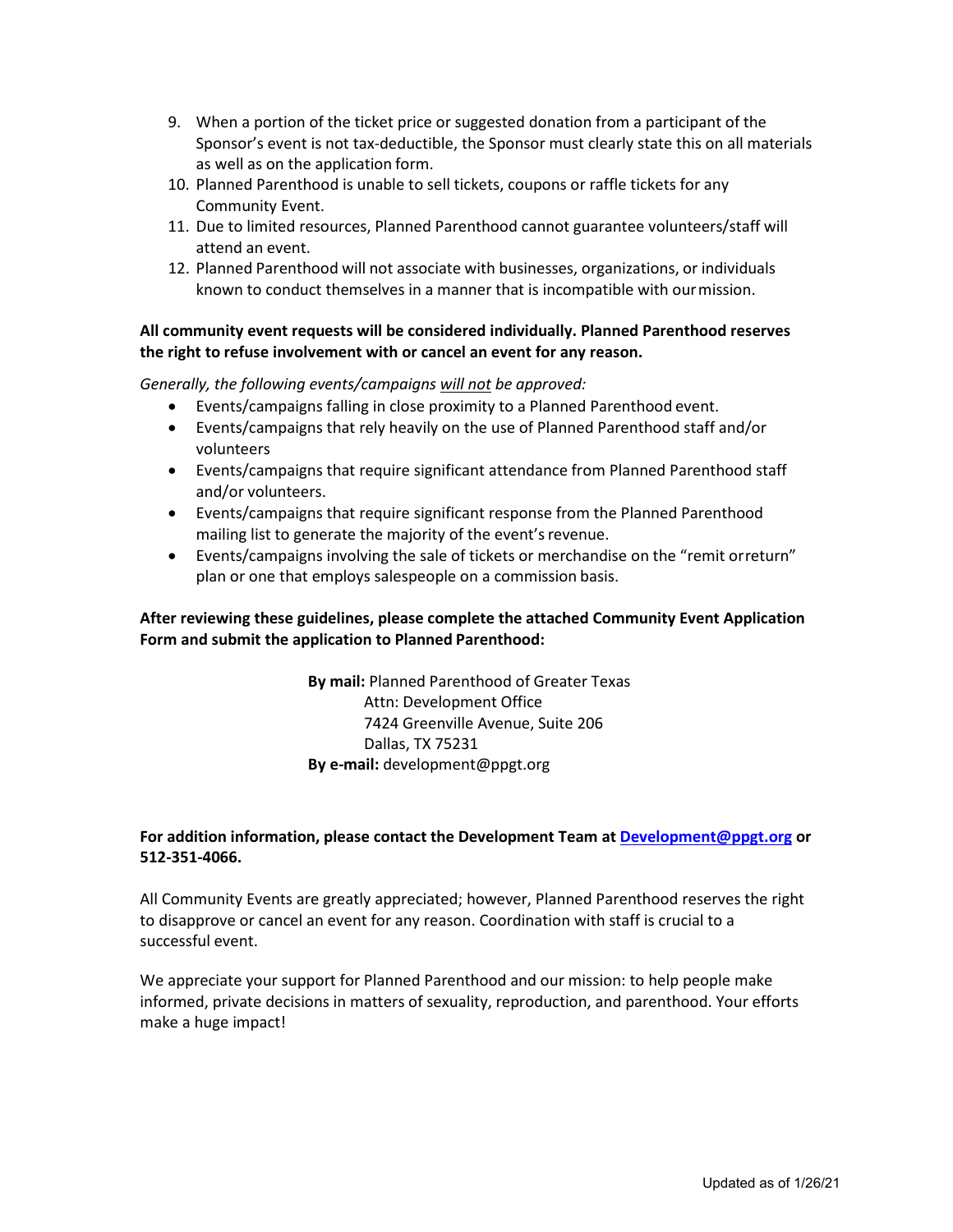9. When a portion of the ticket price or suggested donation from a participant of the Sponsor's event is not tax-deductible, the Sponsor must clearly state this on all materials as well as on the application form.
10. Planned Parenthood is unable to sell tickets, coupons or raffle tickets for any Community Event.
11. Due to limited resources, Planned Parenthood cannot guarantee volunteers/staff will attend an event.
12. Planned Parenthood will not associate with businesses, organizations, or individuals known to conduct themselves in a manner that is incompatible with our mission.

**All community event requests will be considered individually. Planned Parenthood reserves the right to refuse involvement with or cancel an event for any reason.**

*Generally, the following events/campaigns <u>will not</u> be approved:*

- Events/campaigns falling in close proximity to a Planned Parenthood event.
- Events/campaigns that rely heavily on the use of Planned Parenthood staff and/or volunteers
- Events/campaigns that require significant attendance from Planned Parenthood staff and/or volunteers.
- Events/campaigns that require significant response from the Planned Parenthood mailing list to generate the majority of the event's revenue.
- Events/campaigns involving the sale of tickets or merchandise on the "remit or return" plan or one that employs salespeople on a commission basis.

**After reviewing these guidelines, please complete the attached Community Event Application Form and submit the application to Planned Parenthood:**

**By mail:** Planned Parenthood of Greater Texas
Attn: Development Office
7424 Greenville Avenue, Suite 206
Dallas, TX 75231

**By e-mail:** development@ppgt.org

**For addition information, please contact the Development Team at [Development@ppgt.org](mailto:Development@ppgt.org) or 512-351-4066.**

All Community Events are greatly appreciated; however, Planned Parenthood reserves the right to disapprove or cancel an event for any reason. Coordination with staff is crucial to a successful event.

We appreciate your support for Planned Parenthood and our mission: to help people make informed, private decisions in matters of sexuality, reproduction, and parenthood. Your efforts make a huge impact!

Updated as of 1/26/21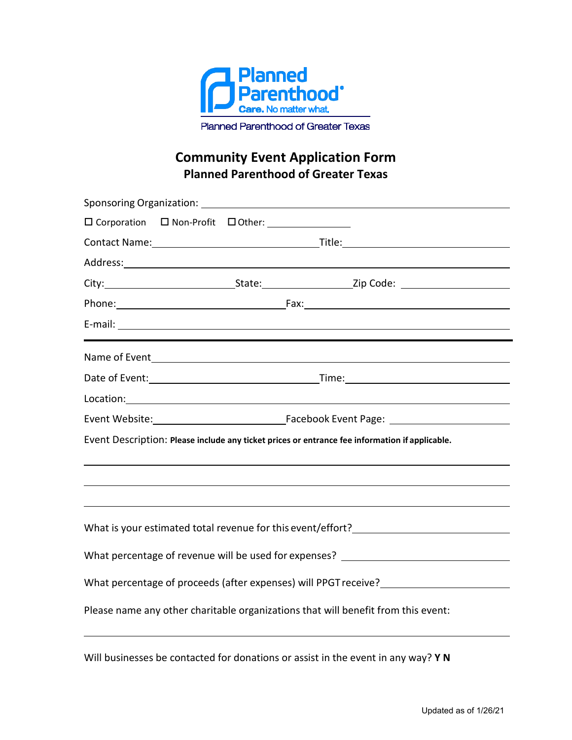Planned Parenthood®

Care. No matter what.

Planned Parenthood of Greater Texas

# Community Event Application Form
## Planned Parenthood of Greater Texas

Sponsoring Organization: ______________________________________________

☐ Corporation ☐ Non-Profit ☐ Other: ____________

Contact Name: ______________________ Title: ______________________

Address: ______________________________________________

City: __________________ State: ______________ Zip Code: ______________

Phone: ______________________ Fax: ______________________

E-mail: ______________________________________________

---

Name of Event ______________________________________________

Date of Event: ______________________ Time: ______________________

Location: ______________________________________________

Event Website: __________________ Facebook Event Page: ______________

Event Description: **Please include any ticket prices or entrance fee information if applicable.**

______________________________________________

______________________________________________

______________________________________________

What is your estimated total revenue for this event/effort? ______________

What percentage of revenue will be used for expenses? ______________

What percentage of proceeds (after expenses) will PPGT receive? ______________

Please name any other charitable organizations that will benefit from this event:

______________________________________________

Will businesses be contacted for donations or assist in the event in any way? **Y N**

Updated as of 1/26/21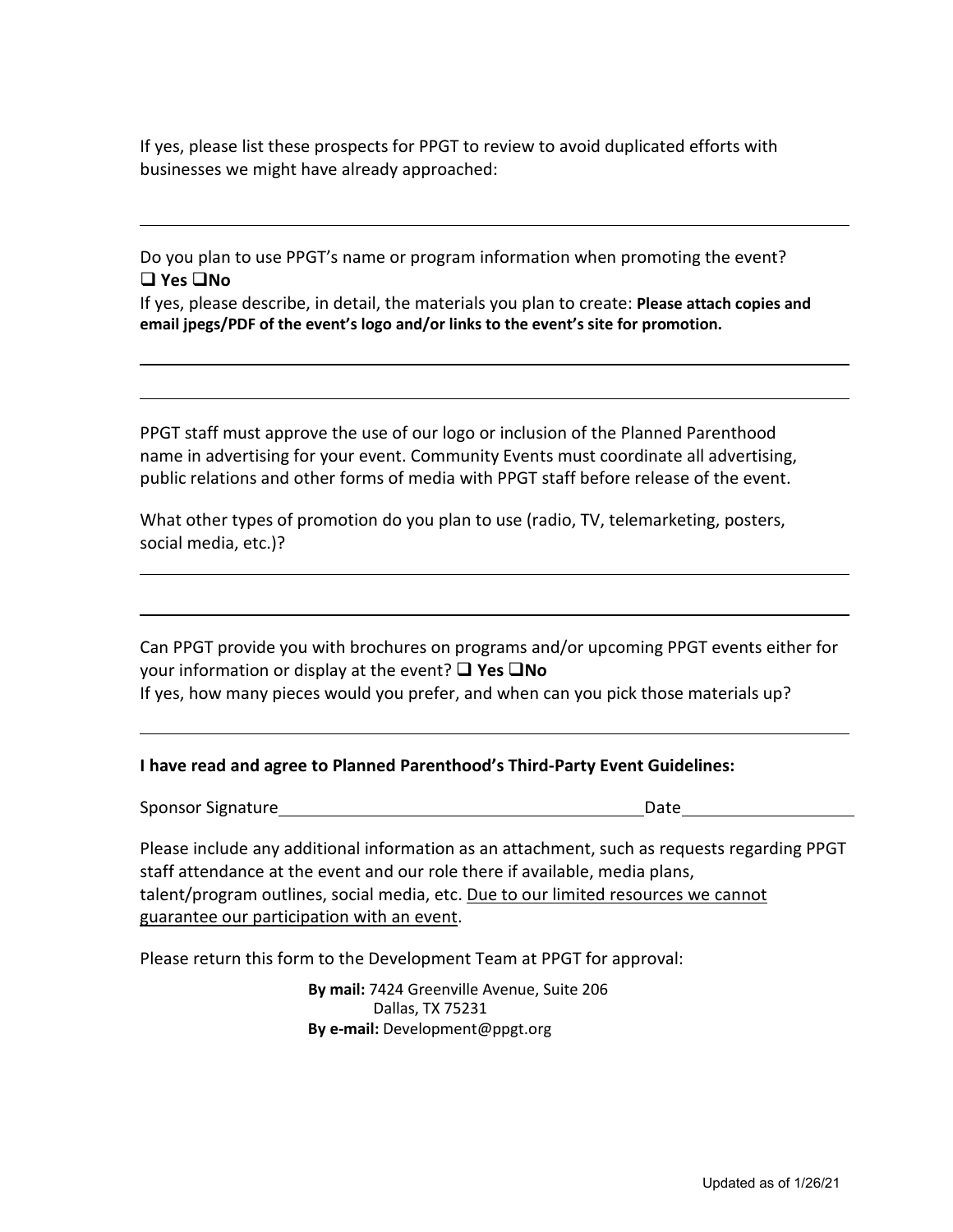If yes, please list these prospects for PPGT to review to avoid duplicated efforts with businesses we might have already approached:

\_\_\_\_\_\_\_\_\_\_\_\_\_\_\_\_\_\_\_\_\_\_\_\_\_\_\_\_\_\_\_\_\_\_\_\_\_\_\_\_\_\_\_\_\_\_\_\_\_\_\_\_\_\_\_\_\_\_\_\_\_\_\_\_\_\_\_\_\_\_

Do you plan to use PPGT's name or program information when promoting the event?
❑ **Yes** ❑**No**

If yes, please describe, in detail, the materials you plan to create: **Please attach copies and email jpegs/PDF of the event's logo and/or links to the event's site for promotion.**

\_\_\_\_\_\_\_\_\_\_\_\_\_\_\_\_\_\_\_\_\_\_\_\_\_\_\_\_\_\_\_\_\_\_\_\_\_\_\_\_\_\_\_\_\_\_\_\_\_\_\_\_\_\_\_\_\_\_\_\_\_\_\_\_\_\_\_\_\_\_

\_\_\_\_\_\_\_\_\_\_\_\_\_\_\_\_\_\_\_\_\_\_\_\_\_\_\_\_\_\_\_\_\_\_\_\_\_\_\_\_\_\_\_\_\_\_\_\_\_\_\_\_\_\_\_\_\_\_\_\_\_\_\_\_\_\_\_\_\_\_

PPGT staff must approve the use of our logo or inclusion of the Planned Parenthood name in advertising for your event. Community Events must coordinate all advertising, public relations and other forms of media with PPGT staff before release of the event.

What other types of promotion do you plan to use (radio, TV, telemarketing, posters, social media, etc.)?

\_\_\_\_\_\_\_\_\_\_\_\_\_\_\_\_\_\_\_\_\_\_\_\_\_\_\_\_\_\_\_\_\_\_\_\_\_\_\_\_\_\_\_\_\_\_\_\_\_\_\_\_\_\_\_\_\_\_\_\_\_\_\_\_\_\_\_\_\_\_

\_\_\_\_\_\_\_\_\_\_\_\_\_\_\_\_\_\_\_\_\_\_\_\_\_\_\_\_\_\_\_\_\_\_\_\_\_\_\_\_\_\_\_\_\_\_\_\_\_\_\_\_\_\_\_\_\_\_\_\_\_\_\_\_\_\_\_\_\_\_

Can PPGT provide you with brochures on programs and/or upcoming PPGT events either for your information or display at the event? ❑ **Yes** ❑**No**

If yes, how many pieces would you prefer, and when can you pick those materials up?

\_\_\_\_\_\_\_\_\_\_\_\_\_\_\_\_\_\_\_\_\_\_\_\_\_\_\_\_\_\_\_\_\_\_\_\_\_\_\_\_\_\_\_\_\_\_\_\_\_\_\_\_\_\_\_\_\_\_\_\_\_\_\_\_\_\_\_\_\_\_

**I have read and agree to Planned Parenthood's Third-Party Event Guidelines:**

Sponsor Signature\_\_\_\_\_\_\_\_\_\_\_\_\_\_\_\_\_\_\_\_\_\_\_\_\_\_\_\_\_\_\_\_\_\_\_\_\_\_\_\_Date\_\_\_\_\_\_\_\_\_\_\_\_\_\_\_\_\_\_\_\_

Please include any additional information as an attachment, such as requests regarding PPGT staff attendance at the event and our role there if available, media plans, talent/program outlines, social media, etc. <u>Due to our limited resources we cannot guarantee our participation with an event</u>.

Please return this form to the Development Team at PPGT for approval:

**By mail:** 7424 Greenville Avenue, Suite 206
Dallas, TX 75231
**By e-mail:** Development@ppgt.org

Updated as of 1/26/21